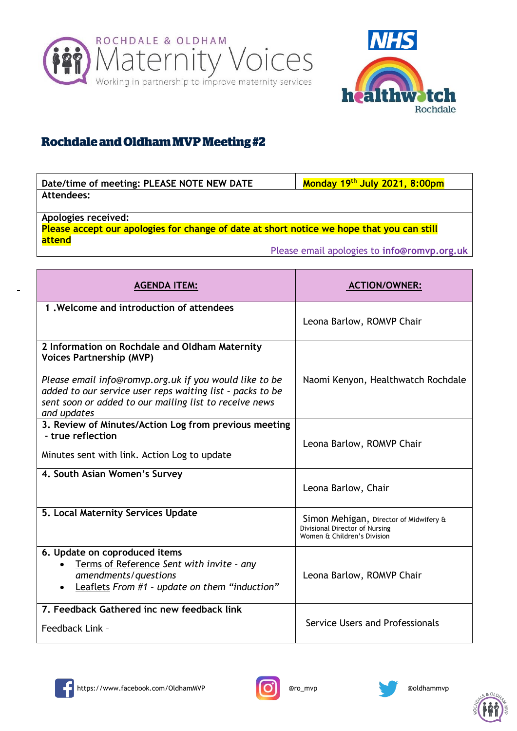ROCHDALE & OLDHAM
Maternity Voices
Working in partnership to improve maternity services

NHS
healthwatch Rochdale

# Rochdale and Oldham MVP Meeting #2

| Date/time of meeting: PLEASE NOTE NEW DATE | **Monday 19th July 2021, 8:00pm** |
|---|---|
| **Attendees:** | |
| **Apologies received:**<br>**Please accept our apologies for change of date at short notice we hope that you can still attend**<br>Please email apologies to **info@romvp.org.uk** | |

| **AGENDA ITEM:** | **ACTION/OWNER:** |
|---|---|
| **1 .Welcome and introduction of attendees** | Leona Barlow, ROMVP Chair |
| **2 Information on Rochdale and Oldham Maternity Voices Partnership (MVP)**<br><br>*Please email info@romvp.org.uk if you would like to be added to our service user reps waiting list - packs to be sent soon or added to our mailing list to receive news and updates* | Naomi Kenyon, Healthwatch Rochdale |
| **3. Review of Minutes/Action Log from previous meeting - true reflection**<br><br>Minutes sent with link. Action Log to update | Leona Barlow, ROMVP Chair |
| **4. South Asian Women's Survey** | Leona Barlow, Chair |
| **5. Local Maternity Services Update** | Simon Mehigan, Director of Midwifery & Divisional Director of Nursing Women & Children's Division |
| **6. Update on coproduced items**<br>• Terms of Reference *Sent with invite - any amendments/questions*<br>• Leaflets *From #1 - update on them "induction"* | Leona Barlow, ROMVP Chair |
| **7. Feedback Gathered inc new feedback link**<br><br>Feedback Link - | Service Users and Professionals |

https://www.facebook.com/OldhamMVP @ro_mvp @oldhammvp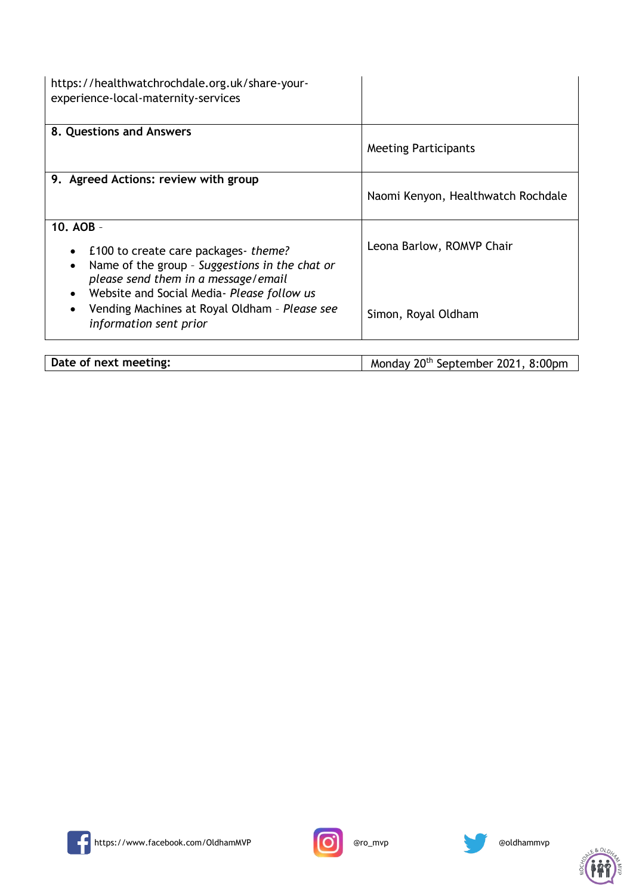| | |
|---|---|
| https://healthwatchrochdale.org.uk/share-your-experience-local-maternity-services | |
| **8. Questions and Answers** | Meeting Participants |
| **9. Agreed Actions: review with group** | Naomi Kenyon, Healthwatch Rochdale |
| **10. AOB** – <br>• £100 to create care packages- *theme?* <br>• Name of the group – *Suggestions in the chat or please send them in a message/email* <br>• Website and Social Media- *Please follow us* <br>• Vending Machines at Royal Oldham – *Please see information sent prior* | Leona Barlow, ROMVP Chair <br><br> Simon, Royal Oldham |

| | |
|---|---|
| **Date of next meeting:** | Monday 20th September 2021, 8:00pm |

https://www.facebook.com/OldhamMVP @ro_mvp @oldhammvp